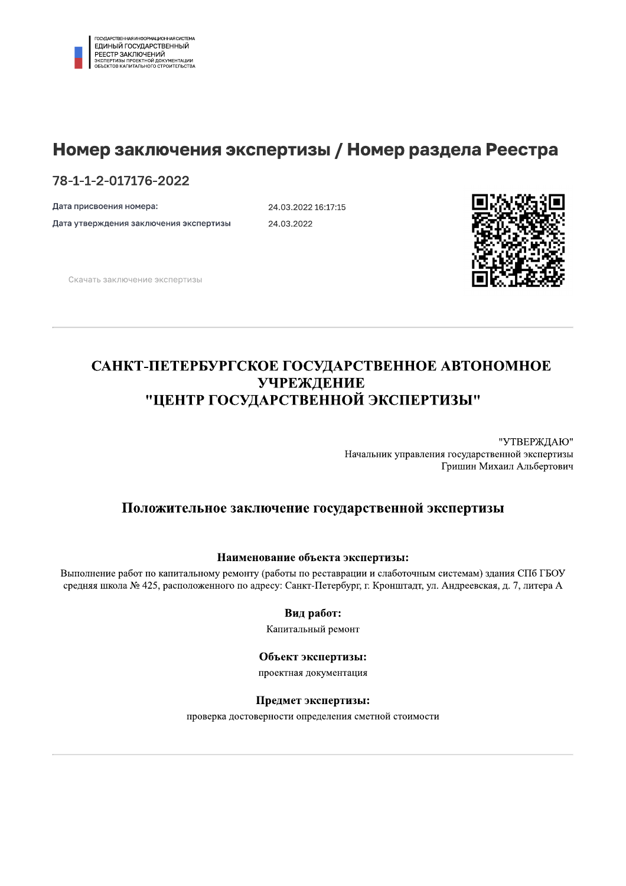ГОСУДАРСТВЕННАЯ ИНФОРМАЦИОННАЯ СИСТЕМА
ЕДИНЫЙ ГОСУДАРСТВЕННЫЙ
РЕЕСТР ЗАКЛЮЧЕНИЙ
ЭКСПЕРТИЗЫ ПРОЕКТНОЙ ДОКУМЕНТАЦИИ
ОБЪЕКТОВ КАПИТАЛЬНОГО СТРОИТЕЛЬСТВА

# Номер заключения экспертизы / Номер раздела Реестра

## 78-1-1-2-017176-2022

| | |
|---|---|
| Дата присвоения номера: | 24.03.2022 16:17:15 |
| Дата утверждения заключения экспертизы | 24.03.2022 |

Скачать заключение экспертизы

---

# САНКТ-ПЕТЕРБУРГСКОЕ ГОСУДАРСТВЕННОЕ АВТОНОМНОЕ УЧРЕЖДЕНИЕ "ЦЕНТР ГОСУДАРСТВЕННОЙ ЭКСПЕРТИЗЫ"

"УТВЕРЖДАЮ"
Начальник управления государственной экспертизы
Гришин Михаил Альбертович

## Положительное заключение государственной экспертизы

### Наименование объекта экспертизы:

Выполнение работ по капитальному ремонту (работы по реставрации и слаботочным системам) здания СПб ГБОУ средняя школа № 425, расположенного по адресу: Санкт-Петербург, г. Кронштадт, ул. Андреевская, д. 7, литера А

### Вид работ:

Капитальный ремонт

### Объект экспертизы:

проектная документация

### Предмет экспертизы:

проверка достоверности определения сметной стоимости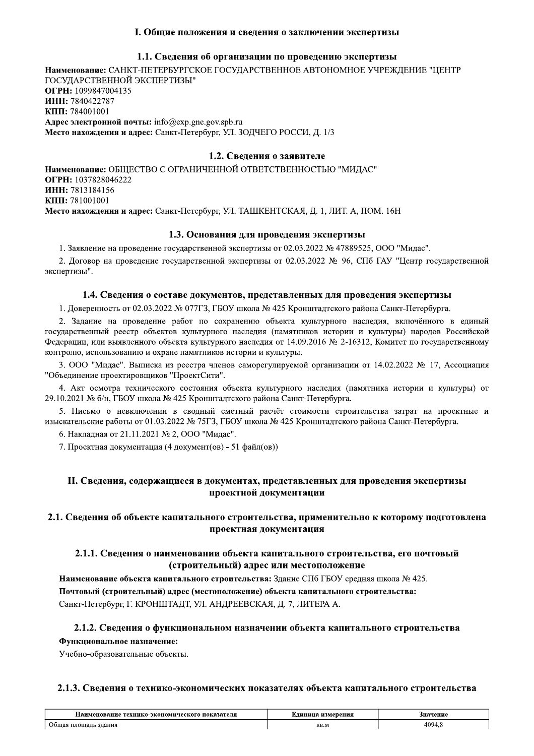# I. Общие положения и сведения о заключении экспертизы

## 1.1. Сведения об организации по проведению экспертизы

**Наименование:** САНКТ-ПЕТЕРБУРГСКОЕ ГОСУДАРСТВЕННОЕ АВТОНОМНОЕ УЧРЕЖДЕНИЕ "ЦЕНТР ГОСУДАРСТВЕННОЙ ЭКСПЕРТИЗЫ"
**ОГРН:** 1099847004135
**ИНН:** 7840422787
**КПП:** 784001001
**Адрес электронной почты:** info@exp.gne.gov.spb.ru
**Место нахождения и адрес:** Санкт-Петербург, УЛ. ЗОДЧЕГО РОССИ, Д. 1/3

## 1.2. Сведения о заявителе

**Наименование:** ОБЩЕСТВО С ОГРАНИЧЕННОЙ ОТВЕТСТВЕННОСТЬЮ "МИДАС"
**ОГРН:** 1037828046222
**ИНН:** 7813184156
**КПП:** 781001001
**Место нахождения и адрес:** Санкт-Петербург, УЛ. ТАШКЕНТСКАЯ, Д. 1, ЛИТ. А, ПОМ. 16Н

## 1.3. Основания для проведения экспертизы

1. Заявление на проведение государственной экспертизы от 02.03.2022 № 47889525, ООО "Мидас".

2. Договор на проведение государственной экспертизы от 02.03.2022 № 96, СПб ГАУ "Центр государственной экспертизы".

## 1.4. Сведения о составе документов, представленных для проведения экспертизы

1. Доверенность от 02.03.2022 № 077ГЗ, ГБОУ школа № 425 Кронштадтского района Санкт-Петербурга.

2. Задание на проведение работ по сохранению объекта культурного наследия, включённого в единый государственный реестр объектов культурного наследия (памятников истории и культуры) народов Российской Федерации, или выявленного объекта культурного наследия от 14.09.2016 № 2-16312, Комитет по государственному контролю, использованию и охране памятников истории и культуры.

3. ООО "Мидас". Выписка из реестра членов саморегулируемой организации от 14.02.2022 № 17, Ассоциация "Объединение проектировщиков "ПроектСити".

4. Акт осмотра технического состояния объекта культурного наследия (памятника истории и культуры) от 29.10.2021 № б/н, ГБОУ школа № 425 Кронштадтского района Санкт-Петербурга.

5. Письмо о невключении в сводный сметный расчёт стоимости строительства затрат на проектные и изыскательские работы от 01.03.2022 № 75ГЗ, ГБОУ школа № 425 Кронштадтского района Санкт-Петербурга.

6. Накладная от 21.11.2021 № 2, ООО "Мидас".

7. Проектная документация (4 документ(ов) - 51 файл(ов))

# II. Сведения, содержащиеся в документах, представленных для проведения экспертизы проектной документации

## 2.1. Сведения об объекте капитального строительства, применительно к которому подготовлена проектная документация

### 2.1.1. Сведения о наименовании объекта капитального строительства, его почтовый (строительный) адрес или местоположение

**Наименование объекта капитального строительства:** Здание СПб ГБОУ средняя школа № 425.

**Почтовый (строительный) адрес (местоположение) объекта капитального строительства:**

Санкт-Петербург, Г. КРОНШТАДТ, УЛ. АНДРЕЕВСКАЯ, Д. 7, ЛИТЕРА А.

### 2.1.2. Сведения о функциональном назначении объекта капитального строительства

**Функциональное назначение:**

Учебно-образовательные объекты.

### 2.1.3. Сведения о технико-экономических показателях объекта капитального строительства

| Наименование технико-экономического показателя | Единица измерения | Значение |
|---|---|---|
| Общая площадь здания | кв.м | 4094,8 |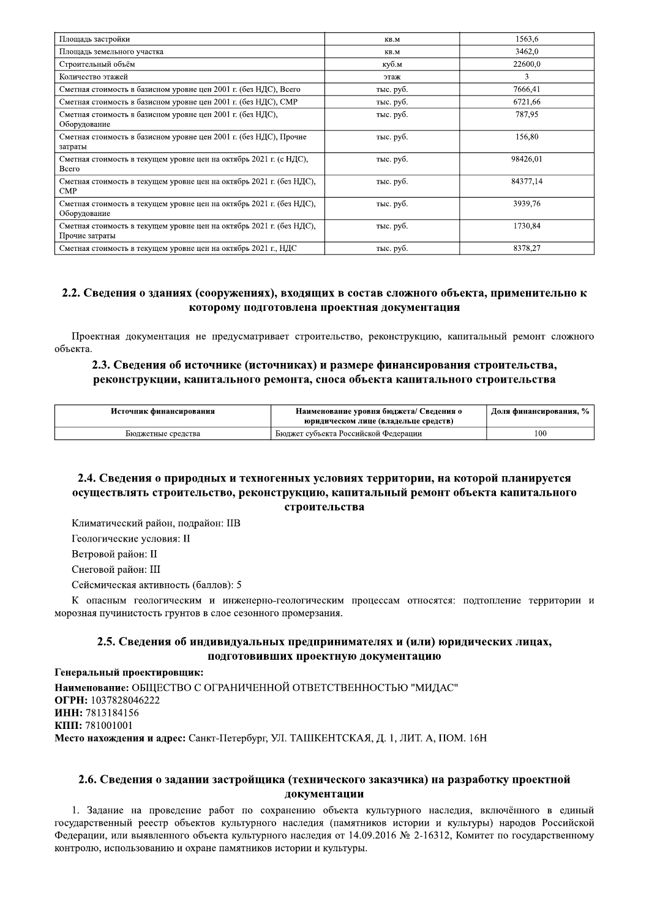| | | |
|---|---|---|
| Площадь застройки | кв.м | 1563,6 |
| Площадь земельного участка | кв.м | 3462,0 |
| Строительный объём | куб.м | 22600,0 |
| Количество этажей | этаж | 3 |
| Сметная стоимость в базисном уровне цен 2001 г. (без НДС), Всего | тыс. руб. | 7666,41 |
| Сметная стоимость в базисном уровне цен 2001 г. (без НДС), СМР | тыс. руб. | 6721,66 |
| Сметная стоимость в базисном уровне цен 2001 г. (без НДС), Оборудование | тыс. руб. | 787,95 |
| Сметная стоимость в базисном уровне цен 2001 г. (без НДС), Прочие затраты | тыс. руб. | 156,80 |
| Сметная стоимость в текущем уровне цен на октябрь 2021 г. (с НДС), Всего | тыс. руб. | 98426,01 |
| Сметная стоимость в текущем уровне цен на октябрь 2021 г. (без НДС), СМР | тыс. руб. | 84377,14 |
| Сметная стоимость в текущем уровне цен на октябрь 2021 г. (без НДС), Оборудование | тыс. руб. | 3939,76 |
| Сметная стоимость в текущем уровне цен на октябрь 2021 г. (без НДС), Прочие затраты | тыс. руб. | 1730,84 |
| Сметная стоимость в текущем уровне цен на октябрь 2021 г., НДС | тыс. руб. | 8378,27 |

## 2.2. Сведения о зданиях (сооружениях), входящих в состав сложного объекта, применительно к которому подготовлена проектная документация

Проектная документация не предусматривает строительство, реконструкцию, капитальный ремонт сложного объекта.

## 2.3. Сведения об источнике (источниках) и размере финансирования строительства, реконструкции, капитального ремонта, сноса объекта капитального строительства

| Источник финансирования | Наименование уровня бюджета/ Сведения о юридическом лице (владельце средств) | Доля финансирования, % |
|---|---|---|
| Бюджетные средства | Бюджет субъекта Российской Федерации | 100 |

## 2.4. Сведения о природных и техногенных условиях территории, на которой планируется осуществлять строительство, реконструкцию, капитальный ремонт объекта капитального строительства

Климатический район, подрайон: IIВ

Геологические условия: II

Ветровой район: II

Снеговой район: III

Сейсмическая активность (баллов): 5

К опасным геологическим и инженерно-геологическим процессам относятся: подтопление территории и морозная пучинистость грунтов в слое сезонного промерзания.

## 2.5. Сведения об индивидуальных предпринимателях и (или) юридических лицах, подготовивших проектную документацию

**Генеральный проектировщик:**

**Наименование:** ОБЩЕСТВО С ОГРАНИЧЕННОЙ ОТВЕТСТВЕННОСТЬЮ "МИДАС"
**ОГРН:** 1037828046222
**ИНН:** 7813184156
**КПП:** 781001001
**Место нахождения и адрес:** Санкт-Петербург, УЛ. ТАШКЕНТСКАЯ, Д. 1, ЛИТ. А, ПОМ. 16Н

## 2.6. Сведения о задании застройщика (технического заказчика) на разработку проектной документации

1. Задание на проведение работ по сохранению объекта культурного наследия, включённого в единый государственный реестр объектов культурного наследия (памятников истории и культуры) народов Российской Федерации, или выявленного объекта культурного наследия от 14.09.2016 № 2-16312, Комитет по государственному контролю, использованию и охране памятников истории и культуры.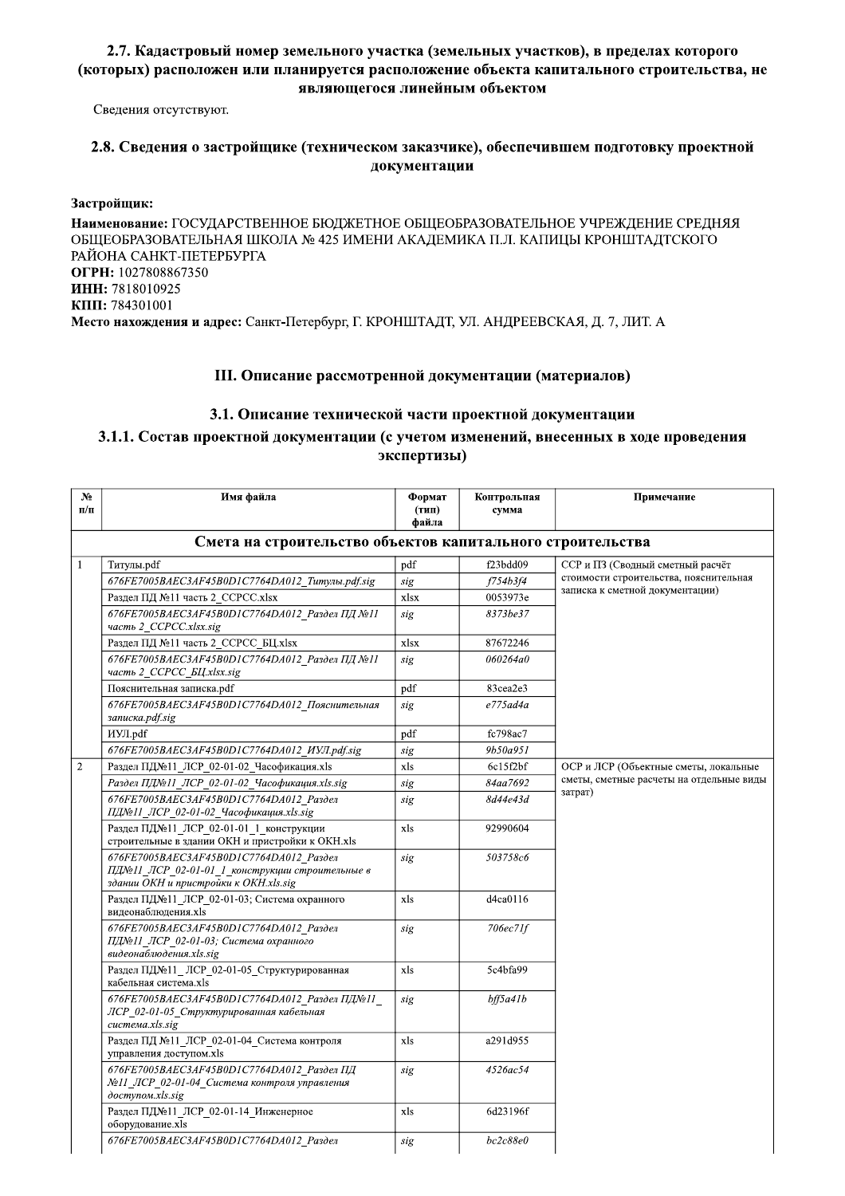### 2.7. Кадастровый номер земельного участка (земельных участков), в пределах которого (которых) расположен или планируется расположение объекта капитального строительства, не являющегося линейным объектом

Сведения отсутствуют.

### 2.8. Сведения о застройщике (техническом заказчике), обеспечившем подготовку проектной документации

**Застройщик:**

**Наименование:** ГОСУДАРСТВЕННОЕ БЮДЖЕТНОЕ ОБЩЕОБРАЗОВАТЕЛЬНОЕ УЧРЕЖДЕНИЕ СРЕДНЯЯ ОБЩЕОБРАЗОВАТЕЛЬНАЯ ШКОЛА № 425 ИМЕНИ АКАДЕМИКА П.Л. КАПИЦЫ КРОНШТАДТСКОГО РАЙОНА САНКТ-ПЕТЕРБУРГА
**ОГРН:** 1027808867350
**ИНН:** 7818010925
**КПП:** 784301001
**Место нахождения и адрес:** Санкт-Петербург, Г. КРОНШТАДТ, УЛ. АНДРЕЕВСКАЯ, Д. 7, ЛИТ. А

## III. Описание рассмотренной документации (материалов)

### 3.1. Описание технической части проектной документации

### 3.1.1. Состав проектной документации (с учетом изменений, внесенных в ходе проведения экспертизы)

| № п/п | Имя файла | Формат (тип) файла | Контрольная сумма | Примечание |
|---|---|---|---|---|
| **Смета на строительство объектов капитального строительства** | | | | |
| 1 | Титулы.pdf | pdf | f23bdd09 | ССР и ПЗ (Сводный сметный расчёт стоимости строительства, пояснительная записка к сметной документации) |
| | *676FE7005BAEC3AF45B0D1C7764DA012_Титулы.pdf.sig* | *sig* | *f754b3f4* | |
| | Раздел ПД №11 часть 2_ССРСС.xlsx | xlsx | 0053973e | |
| | *676FE7005BAEC3AF45B0D1C7764DA012_Раздел ПД №11 часть 2_ССРСС.xlsx.sig* | *sig* | *8373be37* | |
| | Раздел ПД №11 часть 2_ССРСС_БЦ.xlsx | xlsx | 87672246 | |
| | *676FE7005BAEC3AF45B0D1C7764DA012_Раздел ПД №11 часть 2_ССРСС_БЦ.xlsx.sig* | *sig* | *060264a0* | |
| | Пояснительная записка.pdf | pdf | 83cea2e3 | |
| | *676FE7005BAEC3AF45B0D1C7764DA012_Пояснительная записка.pdf.sig* | *sig* | *e775ad4a* | |
| | ИУЛ.pdf | pdf | fc798ac7 | |
| | *676FE7005BAEC3AF45B0D1C7764DA012_ИУЛ.pdf.sig* | *sig* | *9b50a951* | |
| 2 | Раздел ПД№11_ЛСР_02-01-02_Часофикация.xls | xls | 6c15f2bf | ОСР и ЛСР (Объектные сметы, локальные сметы, сметные расчеты на отдельные виды затрат) |
| | *Раздел ПД№11_ЛСР_02-01-02_Часофикация.xls.sig* | *sig* | *84aa7692* | |
| | *676FE7005BAEC3AF45B0D1C7764DA012_Раздел ПД№11_ЛСР_02-01-02_Часофикация.xls.sig* | *sig* | *8d44e43d* | |
| | Раздел ПД№11_ЛСР_02-01-01_1_конструкции строительные в здании ОКН и пристройки к ОКН.xls | xls | 92990604 | |
| | *676FE7005BAEC3AF45B0D1C7764DA012_Раздел ПД№11_ЛСР_02-01-01_1_конструкции строительные в здании ОКН и пристройки к ОКН.xls.sig* | *sig* | *503758c6* | |
| | Раздел ПД№11_ЛСР_02-01-03; Система охранного видеонаблюдения.xls | xls | d4ca0116 | |
| | *676FE7005BAEC3AF45B0D1C7764DA012_Раздел ПД№11_ЛСР_02-01-03; Система охранного видеонаблюдения.xls.sig* | *sig* | *706ec71f* | |
| | Раздел ПД№11_ ЛСР_02-01-05_Структурированная кабельная система.xls | xls | 5c4bfa99 | |
| | *676FE7005BAEC3AF45B0D1C7764DA012_Раздел ПД№11_ ЛСР_02-01-05_Структурированная кабельная система.xls.sig* | *sig* | *bff5a41b* | |
| | Раздел ПД №11_ЛСР_02-01-04_Система контроля управления доступом.xls | xls | a291d955 | |
| | *676FE7005BAEC3AF45B0D1C7764DA012_Раздел ПД №11_ЛСР_02-01-04_Система контроля управления доступом.xls.sig* | *sig* | *4526ac54* | |
| | Раздел ПД№11_ЛСР_02-01-14_Инженерное оборудование.xls | xls | 6d23196f | |
| | *676FE7005BAEC3AF45B0D1C7764DA012_Раздел* | *sig* | *bc2c88e0* | |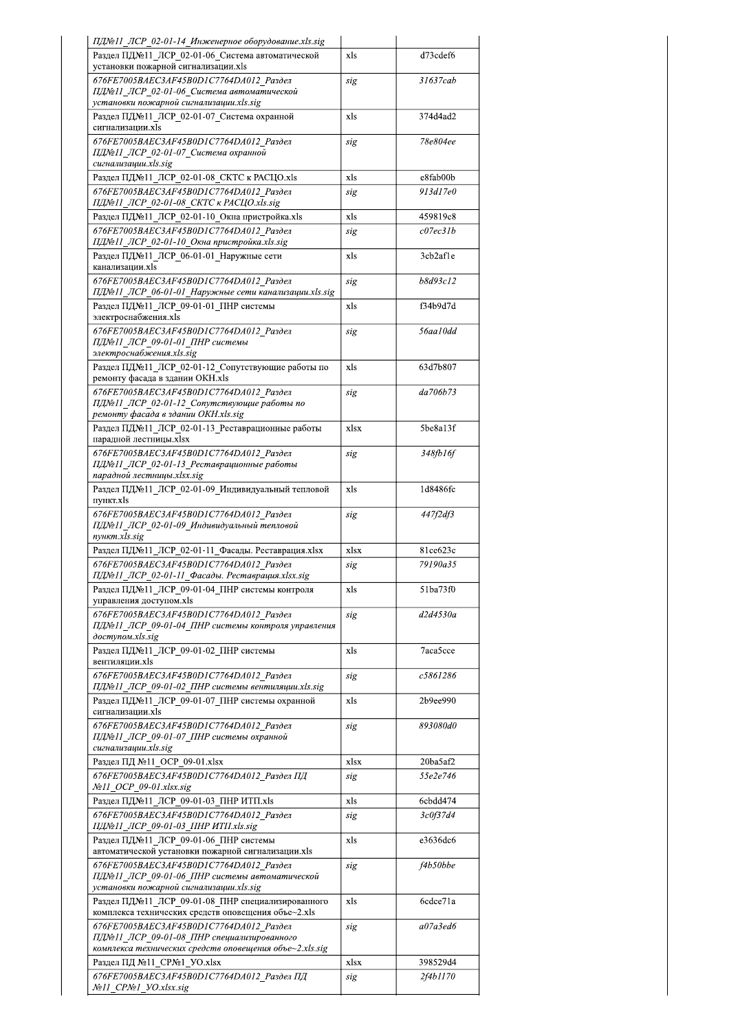| | | |
|---|---|---|
| *ПД№11_ЛСР_02-01-14_Инженерное оборудование.xls.sig* | | |
| Раздел ПД№11_ЛСР_02-01-06_Система автоматической установки пожарной сигнализации.xls | xls | d73cdef6 |
| *676FE7005BAEC3AF45B0D1C7764DA012_Раздел ПД№11_ЛСР_02-01-06_Система автоматической установки пожарной сигнализации.xls.sig* | *sig* | *31637cab* |
| Раздел ПД№11_ЛСР_02-01-07_Система охранной сигнализации.xls | xls | 374d4ad2 |
| *676FE7005BAEC3AF45B0D1C7764DA012_Раздел ПД№11_ЛСР_02-01-07_Система охранной сигнализации.xls.sig* | *sig* | *78e804ee* |
| Раздел ПД№11_ЛСР_02-01-08_СКТС к РАСЦО.xls | xls | e8fab00b |
| *676FE7005BAEC3AF45B0D1C7764DA012_Раздел ПД№11_ЛСР_02-01-08_СКТС к РАСЦО.xls.sig* | *sig* | *913d17e0* |
| Раздел ПД№11_ЛСР_02-01-10_Окна пристройка.xls | xls | 459819c8 |
| *676FE7005BAEC3AF45B0D1C7764DA012_Раздел ПД№11_ЛСР_02-01-10_Окна пристройка.xls.sig* | *sig* | *c07ec31b* |
| Раздел ПД№11_ЛСР_06-01-01_Наружные сети канализации.xls | xls | 3cb2af1e |
| *676FE7005BAEC3AF45B0D1C7764DA012_Раздел ПД№11_ЛСР_06-01-01_Наружные сети канализации.xls.sig* | *sig* | *b8d93c12* |
| Раздел ПД№11_ЛСР_09-01-01_ПНР системы электроснабжения.xls | xls | f34b9d7d |
| *676FE7005BAEC3AF45B0D1C7764DA012_Раздел ПД№11_ЛСР_09-01-01_ПНР системы электроснабжения.xls.sig* | *sig* | *56aa10dd* |
| Раздел ПД№11_ЛСР_02-01-12_Сопутствующие работы по ремонту фасада в здании ОКН.xls | xls | 63d7b807 |
| *676FE7005BAEC3AF45B0D1C7764DA012_Раздел ПД№11_ЛСР_02-01-12_Сопутствующие работы по ремонту фасада в здании ОКН.xls.sig* | *sig* | *da706b73* |
| Раздел ПД№11_ЛСР_02-01-13_Реставрационные работы парадной лестницы.xlsx | xlsx | 5be8a13f |
| *676FE7005BAEC3AF45B0D1C7764DA012_Раздел ПД№11_ЛСР_02-01-13_Реставрационные работы парадной лестницы.xlsx.sig* | *sig* | *348fb16f* |
| Раздел ПД№11_ЛСР_02-01-09_Индивидуальный тепловой пункт.xls | xls | 1d8486fc |
| *676FE7005BAEC3AF45B0D1C7764DA012_Раздел ПД№11_ЛСР_02-01-09_Индивидуальный тепловой пункт.xls.sig* | *sig* | *447f2df3* |
| Раздел ПД№11_ЛСР_02-01-11_Фасады. Реставрация.xlsx | xlsx | 81ce623c |
| *676FE7005BAEC3AF45B0D1C7764DA012_Раздел ПД№11_ЛСР_02-01-11_Фасады. Реставрация.xlsx.sig* | *sig* | *79190a35* |
| Раздел ПД№11_ЛСР_09-01-04_ПНР системы контроля управления доступом.xls | xls | 51ba73f0 |
| *676FE7005BAEC3AF45B0D1C7764DA012_Раздел ПД№11_ЛСР_09-01-04_ПНР системы контроля управления доступом.xls.sig* | *sig* | *d2d4530a* |
| Раздел ПД№11_ЛСР_09-01-02_ПНР системы вентиляции.xls | xls | 7aca5cce |
| *676FE7005BAEC3AF45B0D1C7764DA012_Раздел ПД№11_ЛСР_09-01-02_ПНР системы вентиляции.xls.sig* | *sig* | *c5861286* |
| Раздел ПД№11_ЛСР_09-01-07_ПНР системы охранной сигнализации.xls | xls | 2b9ee990 |
| *676FE7005BAEC3AF45B0D1C7764DA012_Раздел ПД№11_ЛСР_09-01-07_ПНР системы охранной сигнализации.xls.sig* | *sig* | *893080d0* |
| Раздел ПД №11_ОСР_09-01.xlsx | xlsx | 20ba5af2 |
| *676FE7005BAEC3AF45B0D1C7764DA012_Раздел ПД №11_ОСР_09-01.xlsx.sig* | *sig* | *55e2e746* |
| Раздел ПД№11_ЛСР_09-01-03_ПНР ИТП.xls | xls | 6cbdd474 |
| *676FE7005BAEC3AF45B0D1C7764DA012_Раздел ПД№11_ЛСР_09-01-03_ПНР ИТП.xls.sig* | *sig* | *3c0f37d4* |
| Раздел ПД№11_ЛСР_09-01-06_ПНР системы автоматической установки пожарной сигнализации.xls | xls | e3636dc6 |
| *676FE7005BAEC3AF45B0D1C7764DA012_Раздел ПД№11_ЛСР_09-01-06_ПНР системы автоматической установки пожарной сигнализации.xls.sig* | *sig* | *f4b50bbe* |
| Раздел ПД№11_ЛСР_09-01-08_ПНР специализированного комплекса технических средств оповещения объе~2.xls | xls | 6cdce71a |
| *676FE7005BAEC3AF45B0D1C7764DA012_Раздел ПД№11_ЛСР_09-01-08_ПНР специализированного комплекса технических средств оповещения объе~2.xls.sig* | *sig* | *a07a3ed6* |
| Раздел ПД №11_СР№1_УО.xlsx | xlsx | 398529d4 |
| *676FE7005BAEC3AF45B0D1C7764DA012_Раздел ПД №11_СР№1_УО.xlsx.sig* | *sig* | *2f4b1170* |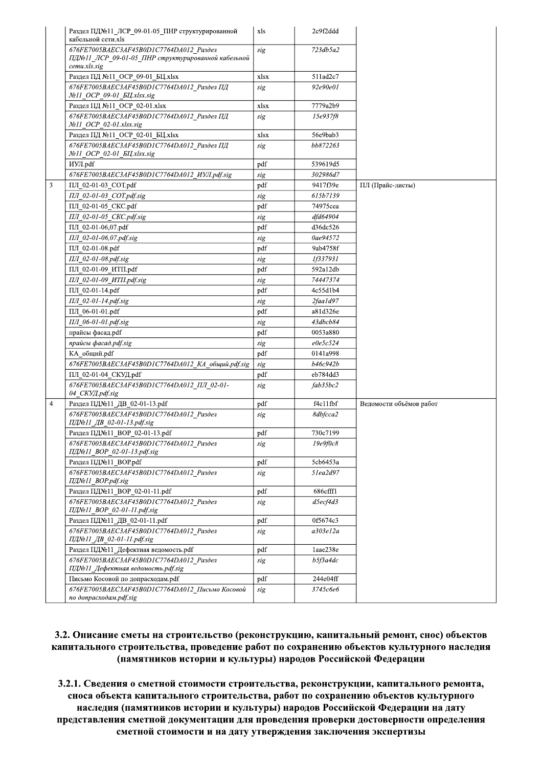| | | | | |
|---|---|---|---|---|
| | Раздел ПД№11_ЛСР_09-01-05_ПНР структурированной кабельной сети.xls | xls | 2c9f2ddd | |
| | *676FE7005BAEC3AF45B0D1C7764DA012_Раздел ПД№11_ЛСР_09-01-05_ПНР структурированной кабельной сети.xls.sig* | *sig* | *723db5a2* | |
| | Раздел ПД №11_ОСР_09-01_БЦ.xlsx | xlsx | 511ad2c7 | |
| | *676FE7005BAEC3AF45B0D1C7764DA012_Раздел ПД №11_ОСР_09-01_БЦ.xlsx.sig* | *sig* | *92e90e01* | |
| | Раздел ПД №11_ОСР_02-01.xlsx | xlsx | 7779a2b9 | |
| | *676FE7005BAEC3AF45B0D1C7764DA012_Раздел ПД №11_ОСР_02-01.xlsx.sig* | *sig* | *15e937f8* | |
| | Раздел ПД №11_ОСР_02-01_БЦ.xlsx | xlsx | 56e9bab3 | |
| | *676FE7005BAEC3AF45B0D1C7764DA012_Раздел ПД №11_ОСР_02-01_БЦ.xlsx.sig* | *sig* | *bb872263* | |
| | ИУЛ.pdf | pdf | 539619d5 | |
| | *676FE7005BAEC3AF45B0D1C7764DA012_ИУЛ.pdf.sig* | *sig* | *302986d7* | |
| 3 | ПЛ_02-01-03_СОТ.pdf | pdf | 9417f39e | ПЛ (Прайс-листы) |
| | *ПЛ_02-01-03_СОТ.pdf.sig* | *sig* | *615b7139* | |
| | ПЛ_02-01-05_СКС.pdf | pdf | 74975cea | |
| | *ПЛ_02-01-05_СКС.pdf.sig* | *sig* | *dfd64904* | |
| | ПЛ_02-01-06,07.pdf | pdf | d36dc526 | |
| | *ПЛ_02-01-06,07.pdf.sig* | *sig* | *0ae94572* | |
| | ПЛ_02-01-08.pdf | pdf | 9ab4758f | |
| | *ПЛ_02-01-08.pdf.sig* | *sig* | *1f337931* | |
| | ПЛ_02-01-09_ИТП.pdf | pdf | 592a12db | |
| | *ПЛ_02-01-09_ИТП.pdf.sig* | *sig* | *74447374* | |
| | ПЛ_02-01-14.pdf | pdf | 4c55d1b4 | |
| | *ПЛ_02-01-14.pdf.sig* | *sig* | *2faa1d97* | |
| | ПЛ_06-01-01.pdf | pdf | a81d326e | |
| | *ПЛ_06-01-01.pdf.sig* | *sig* | *43dbcb84* | |
| | прайсы фасад.pdf | pdf | 0053a880 | |
| | *прайсы фасад.pdf.sig* | *sig* | *e0e5c524* | |
| | КА_общий.pdf | pdf | 0141a998 | |
| | *676FE7005BAEC3AF45B0D1C7764DA012_КА_общий.pdf.sig* | *sig* | *b46c942b* | |
| | ПЛ_02-01-04_СКУД.pdf | pdf | eb784dd3 | |
| | *676FE7005BAEC3AF45B0D1C7764DA012_ПЛ_02-01-04_СКУД.pdf.sig* | *sig* | *fab35bc2* | |
| 4 | Раздел ПД№11_ДВ_02-01-13.pdf | pdf | f4c11fbf | Ведомости объёмов работ |
| | *676FE7005BAEC3AF45B0D1C7764DA012_Раздел ПД№11_ДВ_02-01-13.pdf.sig* | *sig* | *8dbfcca2* | |
| | Раздел ПД№11_ВОР_02-01-13.pdf | pdf | 730c7199 | |
| | *676FE7005BAEC3AF45B0D1C7764DA012_Раздел ПД№11_ВОР_02-01-13.pdf.sig* | *sig* | *19e9f0c8* | |
| | Раздел ПД№11_ВОР.pdf | pdf | 5cb6453a | |
| | *676FE7005BAEC3AF45B0D1C7764DA012_Раздел ПД№11_ВОР.pdf.sig* | *sig* | *51ea2d97* | |
| | Раздел ПД№11_ВОР_02-01-11.pdf | pdf | 686cfff1 | |
| | *676FE7005BAEC3AF45B0D1C7764DA012_Раздел ПД№11_ВОР_02-01-11.pdf.sig* | *sig* | *d5ecf4d3* | |
| | Раздел ПД№11_ДВ_02-01-11.pdf | pdf | 0f5674c3 | |
| | *676FE7005BAEC3AF45B0D1C7764DA012_Раздел ПД№11_ДВ_02-01-11.pdf.sig* | *sig* | *a303e12a* | |
| | Раздел ПД№11_Дефектная ведомость.pdf | pdf | 1aae238e | |
| | *676FE7005BAEC3AF45B0D1C7764DA012_Раздел ПД№11_Дефектная ведомость.pdf.sig* | *sig* | *b5f3a4dc* | |
| | Письмо Косовой по допрасходам.pdf | pdf | 244e04ff | |
| | *676FE7005BAEC3AF45B0D1C7764DA012_Письмо Косовой по допрасходам.pdf.sig* | *sig* | *3745c6e6* | |

### 3.2. Описание сметы на строительство (реконструкцию, капитальный ремонт, снос) объектов капитального строительства, проведение работ по сохранению объектов культурного наследия (памятников истории и культуры) народов Российской Федерации

#### 3.2.1. Сведения о сметной стоимости строительства, реконструкции, капитального ремонта, сноса объекта капитального строительства, работ по сохранению объектов культурного наследия (памятников истории и культуры) народов Российской Федерации на дату представления сметной документации для проведения проверки достоверности определения сметной стоимости и на дату утверждения заключения экспертизы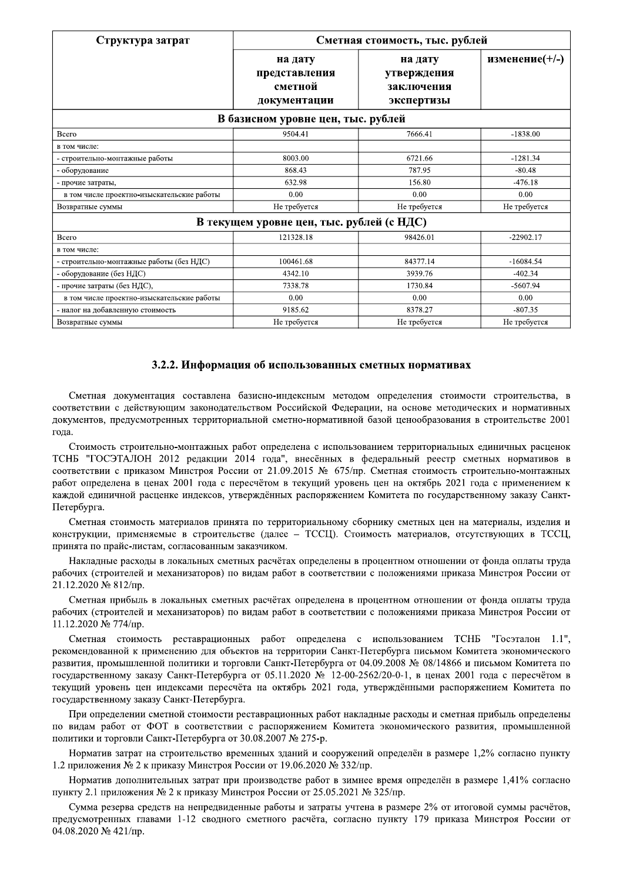| Структура затрат | Сметная стоимость, тыс. рублей | | |
|---|---|---|---|
| | **на дату представления сметной документации** | **на дату утверждения заключения экспертизы** | **изменение(+/-)** |
| **В базисном уровне цен, тыс. рублей** | | | |
| Всего | 9504.41 | 7666.41 | -1838.00 |
| в том числе: | | | |
| - строительно-монтажные работы | 8003.00 | 6721.66 | -1281.34 |
| - оборудование | 868.43 | 787.95 | -80.48 |
| - прочие затраты, | 632.98 | 156.80 | -476.18 |
| в том числе проектно-изыскательские работы | 0.00 | 0.00 | 0.00 |
| Возвратные суммы | Не требуется | Не требуется | Не требуется |
| **В текущем уровне цен, тыс. рублей (с НДС)** | | | |
| Всего | 121328.18 | 98426.01 | -22902.17 |
| в том числе: | | | |
| - строительно-монтажные работы (без НДС) | 100461.68 | 84377.14 | -16084.54 |
| - оборудование (без НДС) | 4342.10 | 3939.76 | -402.34 |
| - прочие затраты (без НДС), | 7338.78 | 1730.84 | -5607.94 |
| в том числе проектно-изыскательские работы | 0.00 | 0.00 | 0.00 |
| - налог на добавленную стоимость | 9185.62 | 8378.27 | -807.35 |
| Возвратные суммы | Не требуется | Не требуется | Не требуется |

### 3.2.2. Информация об использованных сметных нормативах

Сметная документация составлена базисно-индексным методом определения стоимости строительства, в соответствии с действующим законодательством Российской Федерации, на основе методических и нормативных документов, предусмотренных территориальной сметно-нормативной базой ценообразования в строительстве 2001 года.

Стоимость строительно-монтажных работ определена с использованием территориальных единичных расценок ТСНБ "ГОСЭТАЛОН 2012 редакции 2014 года", внесённых в федеральный реестр сметных нормативов в соответствии с приказом Минстроя России от 21.09.2015 № 675/пр. Сметная стоимость строительно-монтажных работ определена в ценах 2001 года с пересчётом в текущий уровень цен на октябрь 2021 года с применением к каждой единичной расценке индексов, утверждённых распоряжением Комитета по государственному заказу Санкт-Петербурга.

Сметная стоимость материалов принята по территориальному сборнику сметных цен на материалы, изделия и конструкции, применяемые в строительстве (далее – ТССЦ). Стоимость материалов, отсутствующих в ТССЦ, принята по прайс-листам, согласованным заказчиком.

Накладные расходы в локальных сметных расчётах определены в процентном отношении от фонда оплаты труда рабочих (строителей и механизаторов) по видам работ в соответствии с положениями приказа Минстроя России от 21.12.2020 № 812/пр.

Сметная прибыль в локальных сметных расчётах определена в процентном отношении от фонда оплаты труда рабочих (строителей и механизаторов) по видам работ в соответствии с положениями приказа Минстроя России от 11.12.2020 № 774/пр.

Сметная стоимость реставрационных работ определена с использованием ТСНБ "Госэталон 1.1", рекомендованной к применению для объектов на территории Санкт-Петербурга письмом Комитета экономического развития, промышленной политики и торговли Санкт-Петербурга от 04.09.2008 № 08/14866 и письмом Комитета по государственному заказу Санкт-Петербурга от 05.11.2020 № 12-00-2562/20-0-1, в ценах 2001 года с пересчётом в текущий уровень цен индексами пересчёта на октябрь 2021 года, утверждёнными распоряжением Комитета по государственному заказу Санкт-Петербурга.

При определении сметной стоимости реставрационных работ накладные расходы и сметная прибыль определены по видам работ от ФОТ в соответствии с распоряжением Комитета экономического развития, промышленной политики и торговли Санкт-Петербурга от 30.08.2007 № 275-р.

Норматив затрат на строительство временных зданий и сооружений определён в размере 1,2% согласно пункту 1.2 приложения № 2 к приказу Минстроя России от 19.06.2020 № 332/пр.

Норматив дополнительных затрат при производстве работ в зимнее время определён в размере 1,41% согласно пункту 2.1 приложения № 2 к приказу Минстроя России от 25.05.2021 № 325/пр.

Сумма резерва средств на непредвиденные работы и затраты учтена в размере 2% от итоговой суммы расчётов, предусмотренных главами 1-12 сводного сметного расчёта, согласно пункту 179 приказа Минстроя России от 04.08.2020 № 421/пр.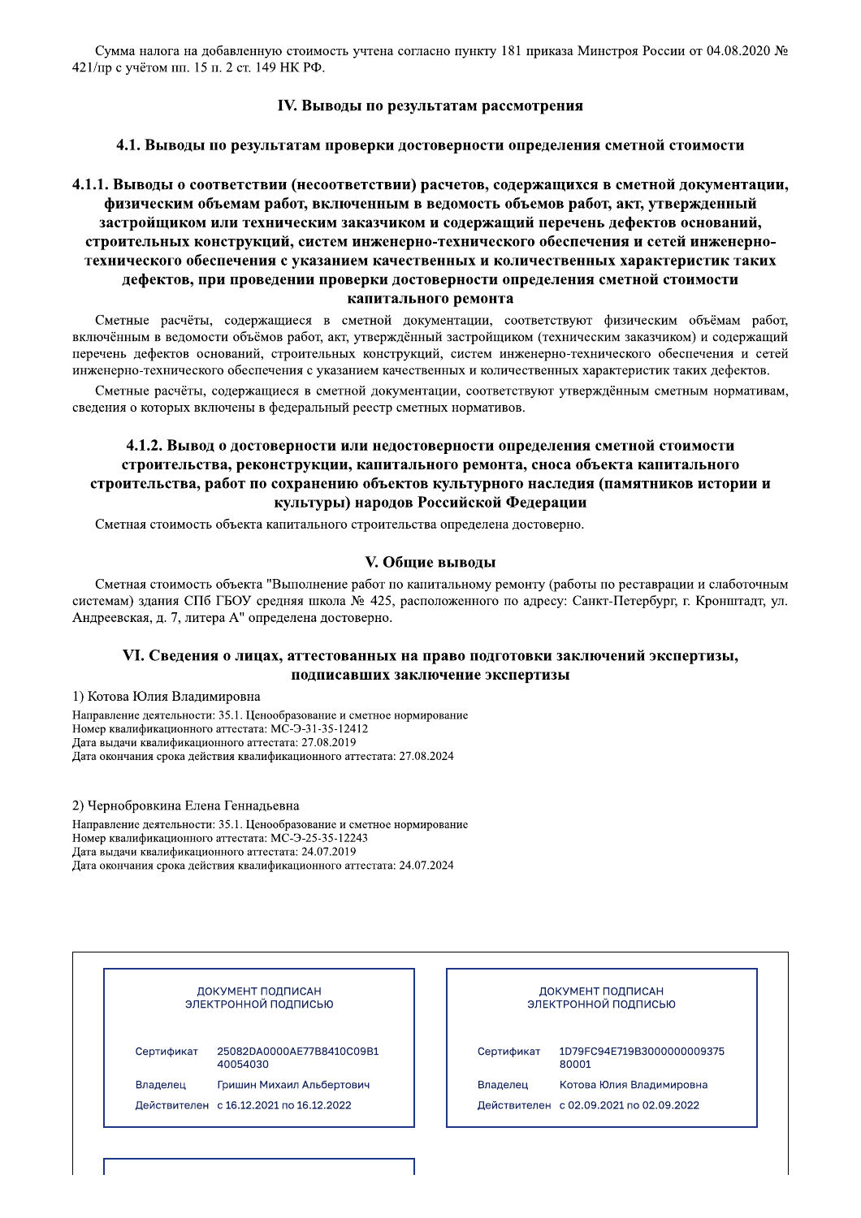Сумма налога на добавленную стоимость учтена согласно пункту 181 приказа Минстроя России от 04.08.2020 № 421/пр с учётом пп. 15 п. 2 ст. 149 НК РФ.

## IV. Выводы по результатам рассмотрения

### 4.1. Выводы по результатам проверки достоверности определения сметной стоимости

#### 4.1.1. Выводы о соответствии (несоответствии) расчетов, содержащихся в сметной документации, физическим объемам работ, включенным в ведомость объемов работ, акт, утвержденный застройщиком или техническим заказчиком и содержащий перечень дефектов оснований, строительных конструкций, систем инженерно-технического обеспечения и сетей инженерно-технического обеспечения с указанием качественных и количественных характеристик таких дефектов, при проведении проверки достоверности определения сметной стоимости капитального ремонта

Сметные расчёты, содержащиеся в сметной документации, соответствуют физическим объёмам работ, включённым в ведомости объёмов работ, акт, утверждённый застройщиком (техническим заказчиком) и содержащий перечень дефектов оснований, строительных конструкций, систем инженерно-технического обеспечения и сетей инженерно-технического обеспечения с указанием качественных и количественных характеристик таких дефектов.

Сметные расчёты, содержащиеся в сметной документации, соответствуют утверждённым сметным нормативам, сведения о которых включены в федеральный реестр сметных нормативов.

#### 4.1.2. Вывод о достоверности или недостоверности определения сметной стоимости строительства, реконструкции, капитального ремонта, сноса объекта капитального строительства, работ по сохранению объектов культурного наследия (памятников истории и культуры) народов Российской Федерации

Сметная стоимость объекта капитального строительства определена достоверно.

## V. Общие выводы

Сметная стоимость объекта "Выполнение работ по капитальному ремонту (работы по реставрации и слаботочным системам) здания СПб ГБОУ средняя школа № 425, расположенного по адресу: Санкт-Петербург, г. Кронштадт, ул. Андреевская, д. 7, литера А" определена достоверно.

## VI. Сведения о лицах, аттестованных на право подготовки заключений экспертизы, подписавших заключение экспертизы

1) Котова Юлия Владимировна

Направление деятельности: 35.1. Ценообразование и сметное нормирование
Номер квалификационного аттестата: МС-Э-31-35-12412
Дата выдачи квалификационного аттестата: 27.08.2019
Дата окончания срока действия квалификационного аттестата: 27.08.2024

2) Чернобровкина Елена Геннадьевна

Направление деятельности: 35.1. Ценообразование и сметное нормирование
Номер квалификационного аттестата: МС-Э-25-35-12243
Дата выдачи квалификационного аттестата: 24.07.2019
Дата окончания срока действия квалификационного аттестата: 24.07.2024

ДОКУМЕНТ ПОДПИСАН ЭЛЕКТРОННОЙ ПОДПИСЬЮ

Сертификат 25082DA0000AE77B8410C09B140054030
Владелец Гришин Михаил Альбертович
Действителен с 16.12.2021 по 16.12.2022

ДОКУМЕНТ ПОДПИСАН ЭЛЕКТРОННОЙ ПОДПИСЬЮ

Сертификат 1D79FC94E719B300000000937580001
Владелец Котова Юлия Владимировна
Действителен с 02.09.2021 по 02.09.2022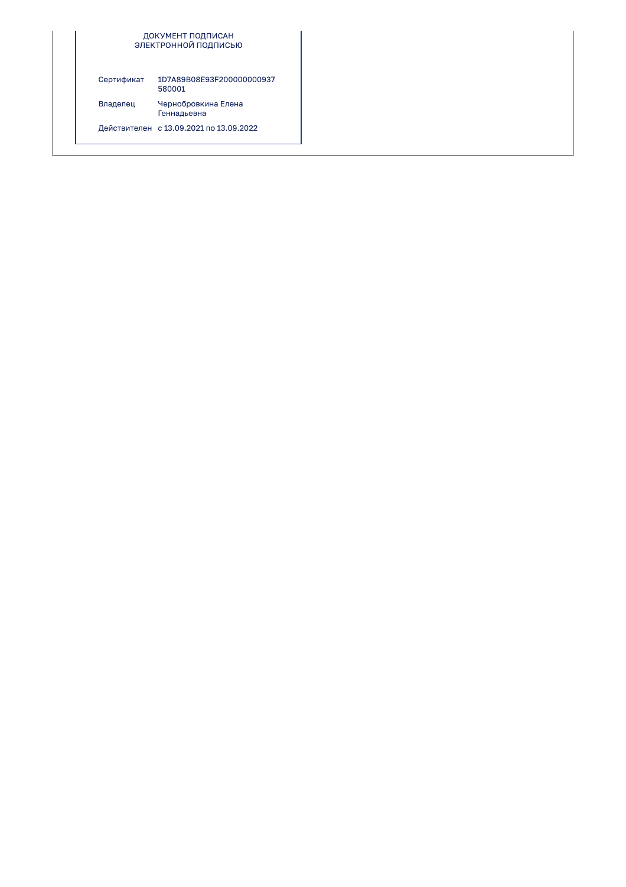ДОКУМЕНТ ПОДПИСАН
ЭЛЕКТРОННОЙ ПОДПИСЬЮ

| | |
|---|---|
| Сертификат | 1D7A89B08E93F200000000937580001 |
| Владелец | Чернобровкина Елена Геннадьевна |
| Действителен | с 13.09.2021 по 13.09.2022 |